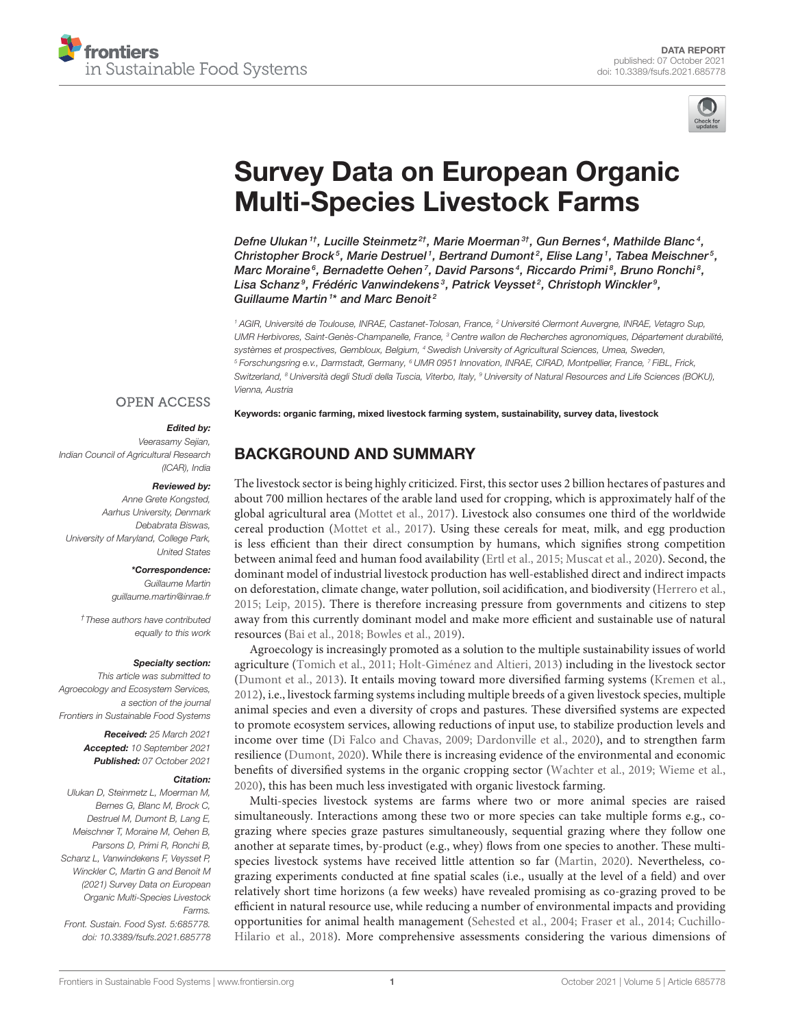DATA REPORT
published: 07 October 2021
doi: 10.3389/fsufs.2021.685778

# Survey Data on European Organic Multi-Species Livestock Farms

*Defne Ulukan[1†], Lucille Steinmetz[2†], Marie Moerman[3†], Gun Bernes[4], Mathilde Blanc[4], Christopher Brock[5], Marie Destruel[1], Bertrand Dumont[2], Elise Lang[1], Tabea Meischner[5], Marc Moraine[6], Bernadette Oehen[7], David Parsons[4], Riccardo Primi[8], Bruno Ronchi[8], Lisa Schanz[9], Frédéric Vanwindekens[3], Patrick Veysset[2], Christoph Winckler[9], Guillaume Martin[1]* and Marc Benoit[2]*

[1] AGIR, Université de Toulouse, INRAE, Castanet-Tolosan, France, [2] Université Clermont Auvergne, INRAE, Vetagro Sup, UMR Herbivores, Saint-Genès-Champanelle, France, [3] Centre wallon de Recherches agronomiques, Département durabilité, systèmes et prospectives, Gembloux, Belgium, [4] Swedish University of Agricultural Sciences, Umea, Sweden, [5] Forschungsring e.v., Darmstadt, Germany, [6] UMR 0951 Innovation, INRAE, CIRAD, Montpellier, France, [7] FiBL, Frick, Switzerland, [8] Università degli Studi della Tuscia, Viterbo, Italy, [9] University of Natural Resources and Life Sciences (BOKU), Vienna, Austria

OPEN ACCESS

***Edited by:***
*Veerasamy Sejian, Indian Council of Agricultural Research (ICAR), India*

***Reviewed by:***
*Anne Grete Kongsted, Aarhus University, Denmark*
*Debabrata Biswas, University of Maryland, College Park, United States*

***\*Correspondence:***
*Guillaume Martin*
*guillaume.martin@inrae.fr*

*† These authors have contributed equally to this work*

***Specialty section:***
*This article was submitted to Agroecology and Ecosystem Services, a section of the journal Frontiers in Sustainable Food Systems*

***Received:*** *25 March 2021*
***Accepted:*** *10 September 2021*
***Published:*** *07 October 2021*

***Citation:***
*Ulukan D, Steinmetz L, Moerman M, Bernes G, Blanc M, Brock C, Destruel M, Dumont B, Lang E, Meischner T, Moraine M, Oehen B, Parsons D, Primi R, Ronchi B, Schanz L, Vanwindekens F, Veysset P, Winckler C, Martin G and Benoit M (2021) Survey Data on European Organic Multi-Species Livestock Farms. Front. Sustain. Food Syst. 5:685778. doi: 10.3389/fsufs.2021.685778*

**Keywords: organic farming, mixed livestock farming system, sustainability, survey data, livestock**

## BACKGROUND AND SUMMARY

The livestock sector is being highly criticized. First, this sector uses 2 billion hectares of pastures and about 700 million hectares of the arable land used for cropping, which is approximately half of the global agricultural area (Mottet et al., 2017). Livestock also consumes one third of the worldwide cereal production (Mottet et al., 2017). Using these cereals for meat, milk, and egg production is less efficient than their direct consumption by humans, which signifies strong competition between animal feed and human food availability (Ertl et al., 2015; Muscat et al., 2020). Second, the dominant model of industrial livestock production has well-established direct and indirect impacts on deforestation, climate change, water pollution, soil acidification, and biodiversity (Herrero et al., 2015; Leip, 2015). There is therefore increasing pressure from governments and citizens to step away from this currently dominant model and make more efficient and sustainable use of natural resources (Bai et al., 2018; Bowles et al., 2019).

Agroecology is increasingly promoted as a solution to the multiple sustainability issues of world agriculture (Tomich et al., 2011; Holt-Giménez and Altieri, 2013) including in the livestock sector (Dumont et al., 2013). It entails moving toward more diversified farming systems (Kremen et al., 2012), i.e., livestock farming systems including multiple breeds of a given livestock species, multiple animal species and even a diversity of crops and pastures. These diversified systems are expected to promote ecosystem services, allowing reductions of input use, to stabilize production levels and income over time (Di Falco and Chavas, 2009; Dardonville et al., 2020), and to strengthen farm resilience (Dumont, 2020). While there is increasing evidence of the environmental and economic benefits of diversified systems in the organic cropping sector (Wachter et al., 2019; Wieme et al., 2020), this has been much less investigated with organic livestock farming.

Multi-species livestock systems are farms where two or more animal species are raised simultaneously. Interactions among these two or more species can take multiple forms e.g., co-grazing where species graze pastures simultaneously, sequential grazing where they follow one another at separate times, by-product (e.g., whey) flows from one species to another. These multi-species livestock systems have received little attention so far (Martin, 2020). Nevertheless, co-grazing experiments conducted at fine spatial scales (i.e., usually at the level of a field) and over relatively short time horizons (a few weeks) have revealed promising as co-grazing proved to be efficient in natural resource use, while reducing a number of environmental impacts and providing opportunities for animal health management (Sehested et al., 2004; Fraser et al., 2014; Cuchillo-Hilario et al., 2018). More comprehensive assessments considering the various dimensions of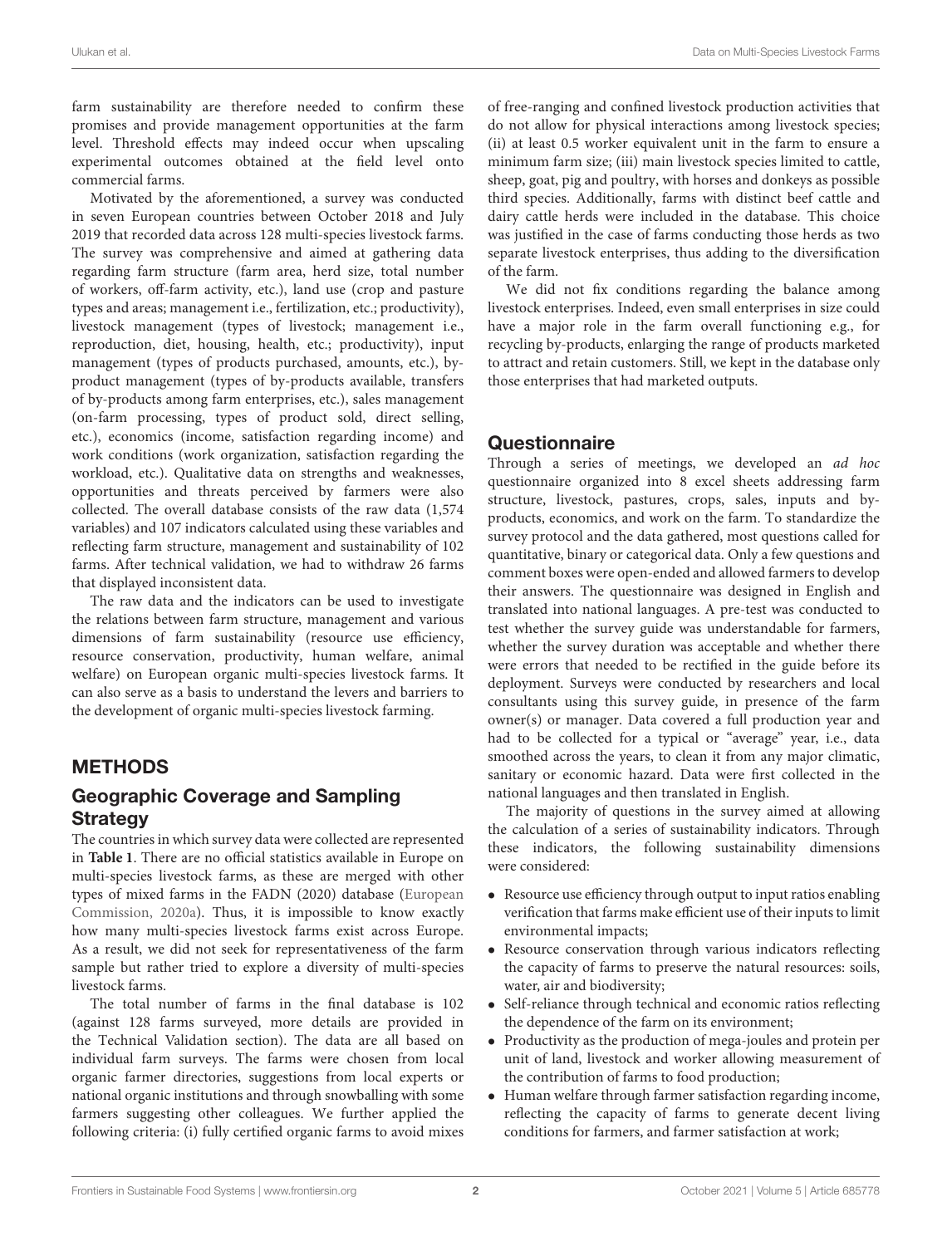farm sustainability are therefore needed to confirm these promises and provide management opportunities at the farm level. Threshold effects may indeed occur when upscaling experimental outcomes obtained at the field level onto commercial farms.

Motivated by the aforementioned, a survey was conducted in seven European countries between October 2018 and July 2019 that recorded data across 128 multi-species livestock farms. The survey was comprehensive and aimed at gathering data regarding farm structure (farm area, herd size, total number of workers, off-farm activity, etc.), land use (crop and pasture types and areas; management i.e., fertilization, etc.; productivity), livestock management (types of livestock; management i.e., reproduction, diet, housing, health, etc.; productivity), input management (types of products purchased, amounts, etc.), by-product management (types of by-products available, transfers of by-products among farm enterprises, etc.), sales management (on-farm processing, types of product sold, direct selling, etc.), economics (income, satisfaction regarding income) and work conditions (work organization, satisfaction regarding the workload, etc.). Qualitative data on strengths and weaknesses, opportunities and threats perceived by farmers were also collected. The overall database consists of the raw data (1,574 variables) and 107 indicators calculated using these variables and reflecting farm structure, management and sustainability of 102 farms. After technical validation, we had to withdraw 26 farms that displayed inconsistent data.

The raw data and the indicators can be used to investigate the relations between farm structure, management and various dimensions of farm sustainability (resource use efficiency, resource conservation, productivity, human welfare, animal welfare) on European organic multi-species livestock farms. It can also serve as a basis to understand the levers and barriers to the development of organic multi-species livestock farming.

# METHODS

## Geographic Coverage and Sampling Strategy

The countries in which survey data were collected are represented in **Table 1**. There are no official statistics available in Europe on multi-species livestock farms, as these are merged with other types of mixed farms in the FADN (2020) database (European Commission, 2020a). Thus, it is impossible to know exactly how many multi-species livestock farms exist across Europe. As a result, we did not seek for representativeness of the farm sample but rather tried to explore a diversity of multi-species livestock farms.

The total number of farms in the final database is 102 (against 128 farms surveyed, more details are provided in the Technical Validation section). The data are all based on individual farm surveys. The farms were chosen from local organic farmer directories, suggestions from local experts or national organic institutions and through snowballing with some farmers suggesting other colleagues. We further applied the following criteria: (i) fully certified organic farms to avoid mixes of free-ranging and confined livestock production activities that do not allow for physical interactions among livestock species; (ii) at least 0.5 worker equivalent unit in the farm to ensure a minimum farm size; (iii) main livestock species limited to cattle, sheep, goat, pig and poultry, with horses and donkeys as possible third species. Additionally, farms with distinct beef cattle and dairy cattle herds were included in the database. This choice was justified in the case of farms conducting those herds as two separate livestock enterprises, thus adding to the diversification of the farm.

We did not fix conditions regarding the balance among livestock enterprises. Indeed, even small enterprises in size could have a major role in the farm overall functioning e.g., for recycling by-products, enlarging the range of products marketed to attract and retain customers. Still, we kept in the database only those enterprises that had marketed outputs.

## Questionnaire

Through a series of meetings, we developed an *ad hoc* questionnaire organized into 8 excel sheets addressing farm structure, livestock, pastures, crops, sales, inputs and by-products, economics, and work on the farm. To standardize the survey protocol and the data gathered, most questions called for quantitative, binary or categorical data. Only a few questions and comment boxes were open-ended and allowed farmers to develop their answers. The questionnaire was designed in English and translated into national languages. A pre-test was conducted to test whether the survey guide was understandable for farmers, whether the survey duration was acceptable and whether there were errors that needed to be rectified in the guide before its deployment. Surveys were conducted by researchers and local consultants using this survey guide, in presence of the farm owner(s) or manager. Data covered a full production year and had to be collected for a typical or "average" year, i.e., data smoothed across the years, to clean it from any major climatic, sanitary or economic hazard. Data were first collected in the national languages and then translated in English.

The majority of questions in the survey aimed at allowing the calculation of a series of sustainability indicators. Through these indicators, the following sustainability dimensions were considered:

- Resource use efficiency through output to input ratios enabling verification that farms make efficient use of their inputs to limit environmental impacts;
- Resource conservation through various indicators reflecting the capacity of farms to preserve the natural resources: soils, water, air and biodiversity;
- Self-reliance through technical and economic ratios reflecting the dependence of the farm on its environment;
- Productivity as the production of mega-joules and protein per unit of land, livestock and worker allowing measurement of the contribution of farms to food production;
- Human welfare through farmer satisfaction regarding income, reflecting the capacity of farms to generate decent living conditions for farmers, and farmer satisfaction at work;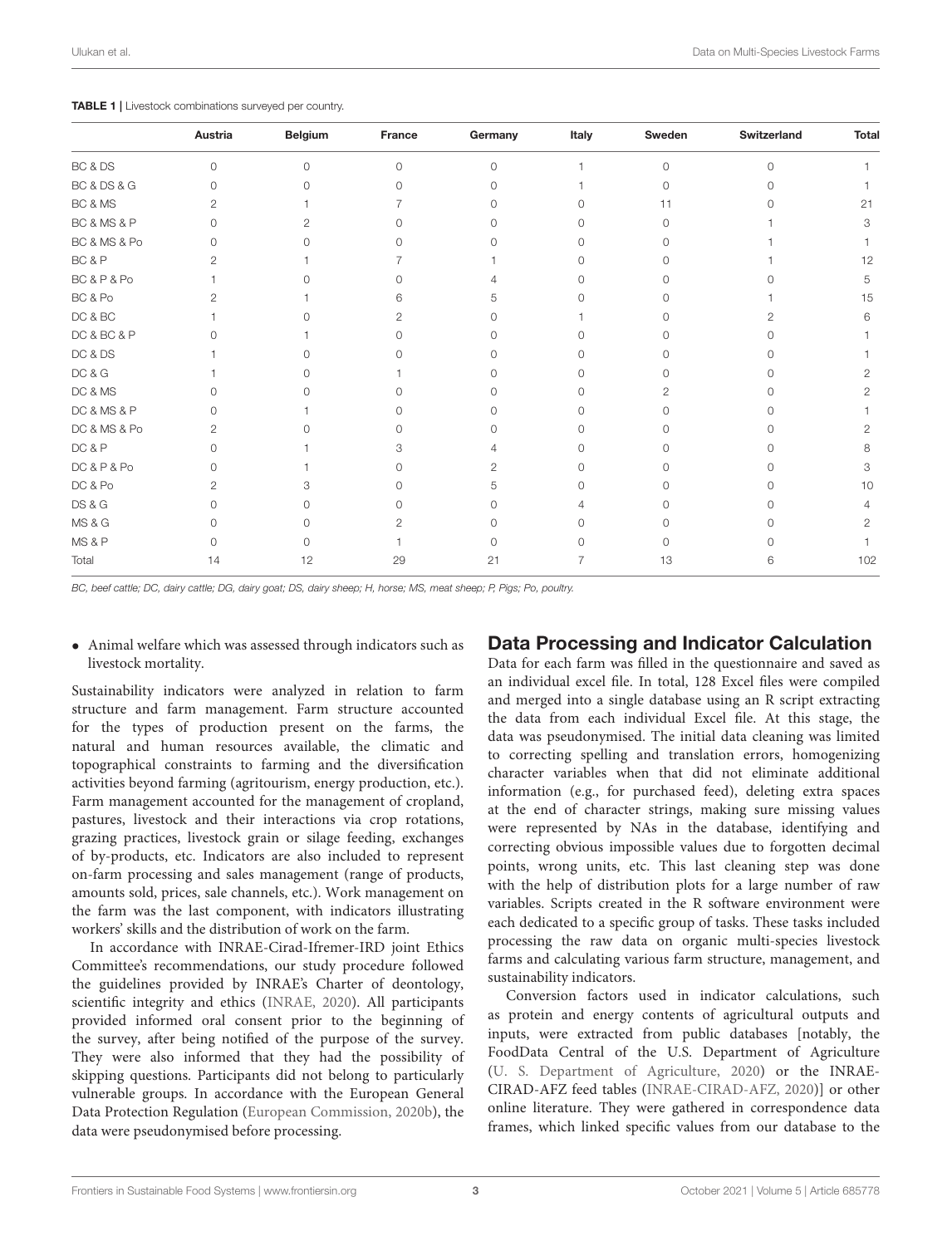**TABLE 1** | Livestock combinations surveyed per country.

| | Austria | Belgium | France | Germany | Italy | Sweden | Switzerland | Total |
|---|---|---|---|---|---|---|---|---|
| BC & DS | 0 | 0 | 0 | 0 | 1 | 0 | 0 | 1 |
| BC & DS & G | 0 | 0 | 0 | 0 | 1 | 0 | 0 | 1 |
| BC & MS | 2 | 1 | 7 | 0 | 0 | 11 | 0 | 21 |
| BC & MS & P | 0 | 2 | 0 | 0 | 0 | 0 | 1 | 3 |
| BC & MS & Po | 0 | 0 | 0 | 0 | 0 | 0 | 1 | 1 |
| BC & P | 2 | 1 | 7 | 1 | 0 | 0 | 1 | 12 |
| BC & P & Po | 1 | 0 | 0 | 4 | 0 | 0 | 0 | 5 |
| BC & Po | 2 | 1 | 6 | 5 | 0 | 0 | 1 | 15 |
| DC & BC | 1 | 0 | 2 | 0 | 1 | 0 | 2 | 6 |
| DC & BC & P | 0 | 1 | 0 | 0 | 0 | 0 | 0 | 1 |
| DC & DS | 1 | 0 | 0 | 0 | 0 | 0 | 0 | 1 |
| DC & G | 1 | 0 | 1 | 0 | 0 | 0 | 0 | 2 |
| DC & MS | 0 | 0 | 0 | 0 | 0 | 2 | 0 | 2 |
| DC & MS & P | 0 | 1 | 0 | 0 | 0 | 0 | 0 | 1 |
| DC & MS & Po | 2 | 0 | 0 | 0 | 0 | 0 | 0 | 2 |
| DC & P | 0 | 1 | 3 | 4 | 0 | 0 | 0 | 8 |
| DC & P & Po | 0 | 1 | 0 | 2 | 0 | 0 | 0 | 3 |
| DC & Po | 2 | 3 | 0 | 5 | 0 | 0 | 0 | 10 |
| DS & G | 0 | 0 | 0 | 0 | 4 | 0 | 0 | 4 |
| MS & G | 0 | 0 | 2 | 0 | 0 | 0 | 0 | 2 |
| MS & P | 0 | 0 | 1 | 0 | 0 | 0 | 0 | 1 |
| Total | 14 | 12 | 29 | 21 | 7 | 13 | 6 | 102 |

*BC, beef cattle; DC, dairy cattle; DG, dairy goat; DS, dairy sheep; H, horse; MS, meat sheep; P, Pigs; Po, poultry.*

- Animal welfare which was assessed through indicators such as livestock mortality.

Sustainability indicators were analyzed in relation to farm structure and farm management. Farm structure accounted for the types of production present on the farms, the natural and human resources available, the climatic and topographical constraints to farming and the diversification activities beyond farming (agritourism, energy production, etc.). Farm management accounted for the management of cropland, pastures, livestock and their interactions via crop rotations, grazing practices, livestock grain or silage feeding, exchanges of by-products, etc. Indicators are also included to represent on-farm processing and sales management (range of products, amounts sold, prices, sale channels, etc.). Work management on the farm was the last component, with indicators illustrating workers' skills and the distribution of work on the farm.

In accordance with INRAE-Cirad-Ifremer-IRD joint Ethics Committee's recommendations, our study procedure followed the guidelines provided by INRAE's Charter of deontology, scientific integrity and ethics (INRAE, 2020). All participants provided informed oral consent prior to the beginning of the survey, after being notified of the purpose of the survey. They were also informed that they had the possibility of skipping questions. Participants did not belong to particularly vulnerable groups. In accordance with the European General Data Protection Regulation (European Commission, 2020b), the data were pseudonymised before processing.

## Data Processing and Indicator Calculation

Data for each farm was filled in the questionnaire and saved as an individual excel file. In total, 128 Excel files were compiled and merged into a single database using an R script extracting the data from each individual Excel file. At this stage, the data was pseudonymised. The initial data cleaning was limited to correcting spelling and translation errors, homogenizing character variables when that did not eliminate additional information (e.g., for purchased feed), deleting extra spaces at the end of character strings, making sure missing values were represented by NAs in the database, identifying and correcting obvious impossible values due to forgotten decimal points, wrong units, etc. This last cleaning step was done with the help of distribution plots for a large number of raw variables. Scripts created in the R software environment were each dedicated to a specific group of tasks. These tasks included processing the raw data on organic multi-species livestock farms and calculating various farm structure, management, and sustainability indicators.

Conversion factors used in indicator calculations, such as protein and energy contents of agricultural outputs and inputs, were extracted from public databases [notably, the FoodData Central of the U.S. Department of Agriculture (U. S. Department of Agriculture, 2020) or the INRAE-CIRAD-AFZ feed tables (INRAE-CIRAD-AFZ, 2020)] or other online literature. They were gathered in correspondence data frames, which linked specific values from our database to the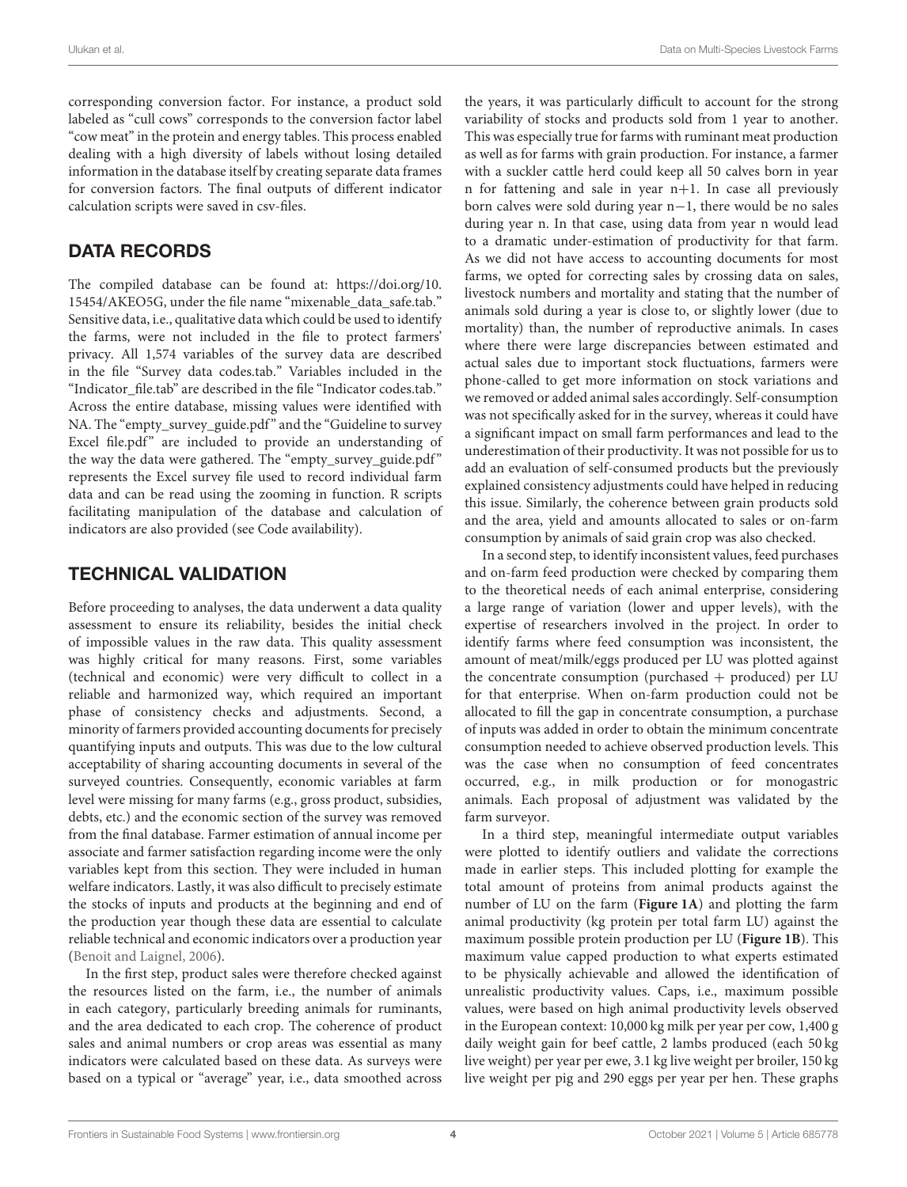corresponding conversion factor. For instance, a product sold labeled as "cull cows" corresponds to the conversion factor label "cow meat" in the protein and energy tables. This process enabled dealing with a high diversity of labels without losing detailed information in the database itself by creating separate data frames for conversion factors. The final outputs of different indicator calculation scripts were saved in csv-files.

## DATA RECORDS

The compiled database can be found at: https://doi.org/10.15454/AKEO5G, under the file name "mixenable_data_safe.tab." Sensitive data, i.e., qualitative data which could be used to identify the farms, were not included in the file to protect farmers' privacy. All 1,574 variables of the survey data are described in the file "Survey data codes.tab." Variables included in the "Indicator_file.tab" are described in the file "Indicator codes.tab." Across the entire database, missing values were identified with NA. The "empty_survey_guide.pdf" and the "Guideline to survey Excel file.pdf" are included to provide an understanding of the way the data were gathered. The "empty_survey_guide.pdf" represents the Excel survey file used to record individual farm data and can be read using the zooming in function. R scripts facilitating manipulation of the database and calculation of indicators are also provided (see Code availability).

## TECHNICAL VALIDATION

Before proceeding to analyses, the data underwent a data quality assessment to ensure its reliability, besides the initial check of impossible values in the raw data. This quality assessment was highly critical for many reasons. First, some variables (technical and economic) were very difficult to collect in a reliable and harmonized way, which required an important phase of consistency checks and adjustments. Second, a minority of farmers provided accounting documents for precisely quantifying inputs and outputs. This was due to the low cultural acceptability of sharing accounting documents in several of the surveyed countries. Consequently, economic variables at farm level were missing for many farms (e.g., gross product, subsidies, debts, etc.) and the economic section of the survey was removed from the final database. Farmer estimation of annual income per associate and farmer satisfaction regarding income were the only variables kept from this section. They were included in human welfare indicators. Lastly, it was also difficult to precisely estimate the stocks of inputs and products at the beginning and end of the production year though these data are essential to calculate reliable technical and economic indicators over a production year (Benoit and Laignel, 2006).

In the first step, product sales were therefore checked against the resources listed on the farm, i.e., the number of animals in each category, particularly breeding animals for ruminants, and the area dedicated to each crop. The coherence of product sales and animal numbers or crop areas was essential as many indicators were calculated based on these data. As surveys were based on a typical or "average" year, i.e., data smoothed across the years, it was particularly difficult to account for the strong variability of stocks and products sold from 1 year to another. This was especially true for farms with ruminant meat production as well as for farms with grain production. For instance, a farmer with a suckler cattle herd could keep all 50 calves born in year n for fattening and sale in year n+1. In case all previously born calves were sold during year n−1, there would be no sales during year n. In that case, using data from year n would lead to a dramatic under-estimation of productivity for that farm. As we did not have access to accounting documents for most farms, we opted for correcting sales by crossing data on sales, livestock numbers and mortality and stating that the number of animals sold during a year is close to, or slightly lower (due to mortality) than, the number of reproductive animals. In cases where there were large discrepancies between estimated and actual sales due to important stock fluctuations, farmers were phone-called to get more information on stock variations and we removed or added animal sales accordingly. Self-consumption was not specifically asked for in the survey, whereas it could have a significant impact on small farm performances and lead to the underestimation of their productivity. It was not possible for us to add an evaluation of self-consumed products but the previously explained consistency adjustments could have helped in reducing this issue. Similarly, the coherence between grain products sold and the area, yield and amounts allocated to sales or on-farm consumption by animals of said grain crop was also checked.

In a second step, to identify inconsistent values, feed purchases and on-farm feed production were checked by comparing them to the theoretical needs of each animal enterprise, considering a large range of variation (lower and upper levels), with the expertise of researchers involved in the project. In order to identify farms where feed consumption was inconsistent, the amount of meat/milk/eggs produced per LU was plotted against the concentrate consumption (purchased + produced) per LU for that enterprise. When on-farm production could not be allocated to fill the gap in concentrate consumption, a purchase of inputs was added in order to obtain the minimum concentrate consumption needed to achieve observed production levels. This was the case when no consumption of feed concentrates occurred, e.g., in milk production or for monogastric animals. Each proposal of adjustment was validated by the farm surveyor.

In a third step, meaningful intermediate output variables were plotted to identify outliers and validate the corrections made in earlier steps. This included plotting for example the total amount of proteins from animal products against the number of LU on the farm (**Figure 1A**) and plotting the farm animal productivity (kg protein per total farm LU) against the maximum possible protein production per LU (**Figure 1B**). This maximum value capped production to what experts estimated to be physically achievable and allowed the identification of unrealistic productivity values. Caps, i.e., maximum possible values, were based on high animal productivity levels observed in the European context: 10,000 kg milk per year per cow, 1,400 g daily weight gain for beef cattle, 2 lambs produced (each 50 kg live weight) per year per ewe, 3.1 kg live weight per broiler, 150 kg live weight per pig and 290 eggs per year per hen. These graphs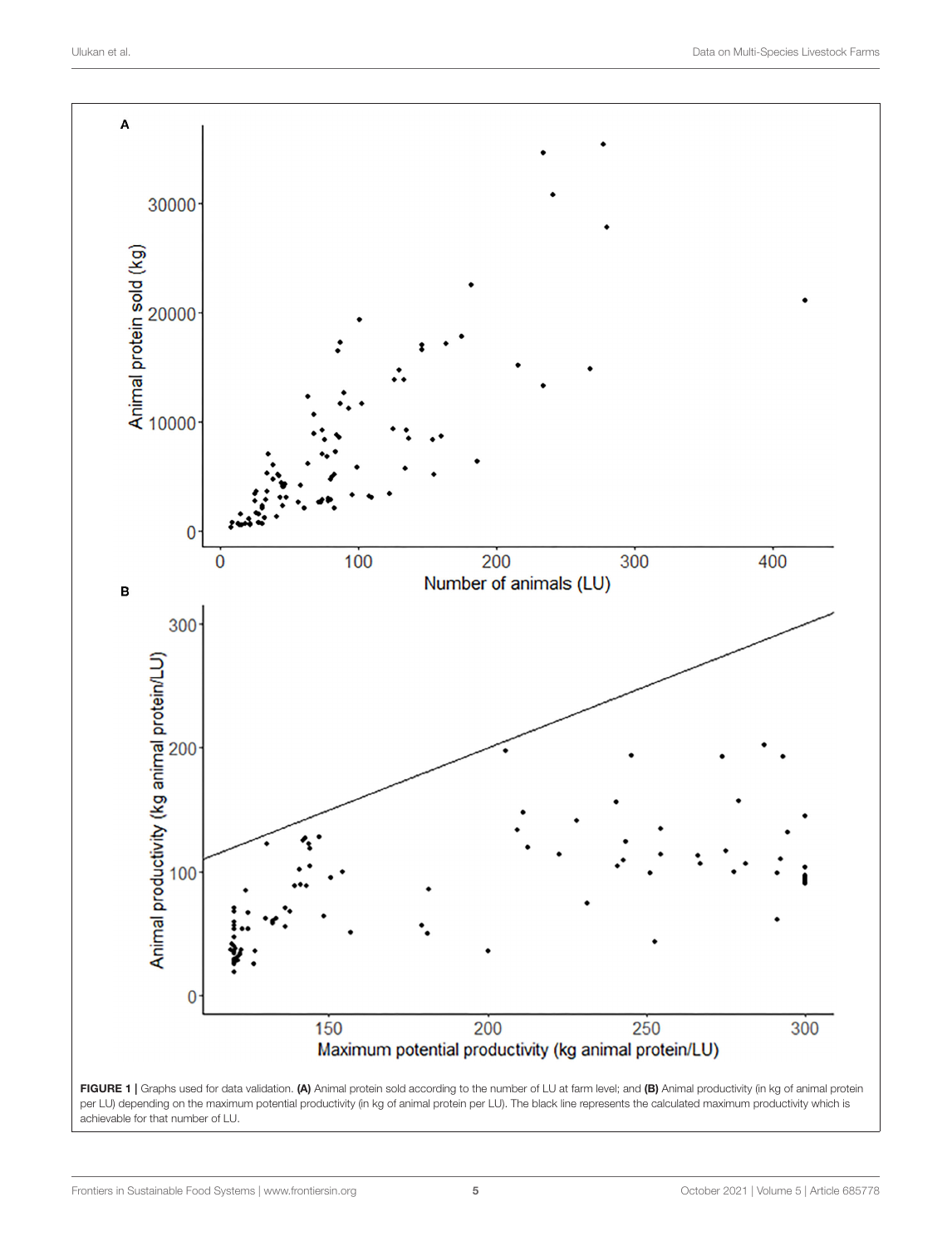**FIGURE 1** | Graphs used for data validation. **(A)** Animal protein sold according to the number of LU at farm level; and **(B)** Animal productivity (in kg of animal protein per LU) depending on the maximum potential productivity (in kg of animal protein per LU). The black line represents the calculated maximum productivity which is achievable for that number of LU.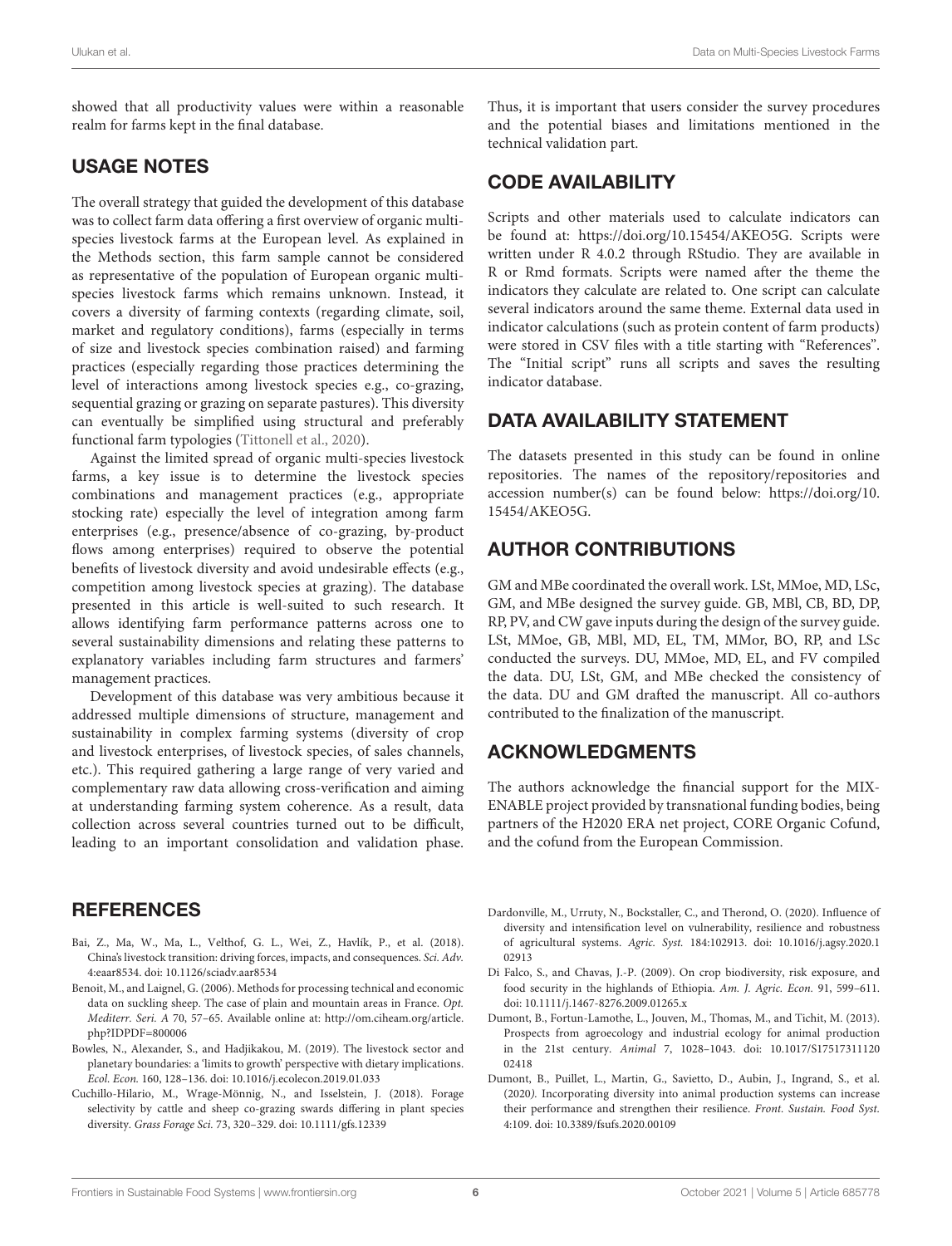showed that all productivity values were within a reasonable realm for farms kept in the final database.

## USAGE NOTES

The overall strategy that guided the development of this database was to collect farm data offering a first overview of organic multi-species livestock farms at the European level. As explained in the Methods section, this farm sample cannot be considered as representative of the population of European organic multi-species livestock farms which remains unknown. Instead, it covers a diversity of farming contexts (regarding climate, soil, market and regulatory conditions), farms (especially in terms of size and livestock species combination raised) and farming practices (especially regarding those practices determining the level of interactions among livestock species e.g., co-grazing, sequential grazing or grazing on separate pastures). This diversity can eventually be simplified using structural and preferably functional farm typologies (Tittonell et al., 2020).

Against the limited spread of organic multi-species livestock farms, a key issue is to determine the livestock species combinations and management practices (e.g., appropriate stocking rate) especially the level of integration among farm enterprises (e.g., presence/absence of co-grazing, by-product flows among enterprises) required to observe the potential benefits of livestock diversity and avoid undesirable effects (e.g., competition among livestock species at grazing). The database presented in this article is well-suited to such research. It allows identifying farm performance patterns across one to several sustainability dimensions and relating these patterns to explanatory variables including farm structures and farmers' management practices.

Development of this database was very ambitious because it addressed multiple dimensions of structure, management and sustainability in complex farming systems (diversity of crop and livestock enterprises, of livestock species, of sales channels, etc.). This required gathering a large range of very varied and complementary raw data allowing cross-verification and aiming at understanding farming system coherence. As a result, data collection across several countries turned out to be difficult, leading to an important consolidation and validation phase. Thus, it is important that users consider the survey procedures and the potential biases and limitations mentioned in the technical validation part.

## CODE AVAILABILITY

Scripts and other materials used to calculate indicators can be found at: https://doi.org/10.15454/AKEO5G. Scripts were written under R 4.0.2 through RStudio. They are available in R or Rmd formats. Scripts were named after the theme the indicators they calculate are related to. One script can calculate several indicators around the same theme. External data used in indicator calculations (such as protein content of farm products) were stored in CSV files with a title starting with "References". The "Initial script" runs all scripts and saves the resulting indicator database.

## DATA AVAILABILITY STATEMENT

The datasets presented in this study can be found in online repositories. The names of the repository/repositories and accession number(s) can be found below: https://doi.org/10.15454/AKEO5G.

## AUTHOR CONTRIBUTIONS

GM and MBe coordinated the overall work. LSt, MMoe, MD, LSc, GM, and MBe designed the survey guide. GB, MBl, CB, BD, DP, RP, PV, and CW gave inputs during the design of the survey guide. LSt, MMoe, GB, MBl, MD, EL, TM, MMor, BO, RP, and LSc conducted the surveys. DU, MMoe, MD, EL, and FV compiled the data. DU, LSt, GM, and MBe checked the consistency of the data. DU and GM drafted the manuscript. All co-authors contributed to the finalization of the manuscript.

## ACKNOWLEDGMENTS

The authors acknowledge the financial support for the MIX-ENABLE project provided by transnational funding bodies, being partners of the H2020 ERA net project, CORE Organic Cofund, and the cofund from the European Commission.

## REFERENCES

Bai, Z., Ma, W., Ma, L., Velthof, G. L., Wei, Z., Havlík, P., et al. (2018). China's livestock transition: driving forces, impacts, and consequences. *Sci. Adv.* 4:eaar8534. doi: 10.1126/sciadv.aar8534

Benoit, M., and Laignel, G. (2006). Methods for processing technical and economic data on suckling sheep. The case of plain and mountain areas in France. *Opt. Mediterr. Seri. A* 70, 57–65. Available online at: http://om.ciheam.org/article.php?IDPDF=800006

Bowles, N., Alexander, S., and Hadjikakou, M. (2019). The livestock sector and planetary boundaries: a 'limits to growth' perspective with dietary implications. *Ecol. Econ.* 160, 128–136. doi: 10.1016/j.ecolecon.2019.01.033

Cuchillo-Hilario, M., Wrage-Mönnig, N., and Isselstein, J. (2018). Forage selectivity by cattle and sheep co-grazing swards differing in plant species diversity. *Grass Forage Sci.* 73, 320–329. doi: 10.1111/gfs.12339

Dardonville, M., Urruty, N., Bockstaller, C., and Therond, O. (2020). Influence of diversity and intensification level on vulnerability, resilience and robustness of agricultural systems. *Agric. Syst.* 184:102913. doi: 10.1016/j.agsy.2020.102913

Di Falco, S., and Chavas, J.-P. (2009). On crop biodiversity, risk exposure, and food security in the highlands of Ethiopia. *Am. J. Agric. Econ.* 91, 599–611. doi: 10.1111/j.1467-8276.2009.01265.x

Dumont, B., Fortun-Lamothe, L., Jouven, M., Thomas, M., and Tichit, M. (2013). Prospects from agroecology and industrial ecology for animal production in the 21st century. *Animal* 7, 1028–1043. doi: 10.1017/S1751731112002418

Dumont, B., Puillet, L., Martin, G., Savietto, D., Aubin, J., Ingrand, S., et al. (2020). Incorporating diversity into animal production systems can increase their performance and strengthen their resilience. *Front. Sustain. Food Syst.* 4:109. doi: 10.3389/fsufs.2020.00109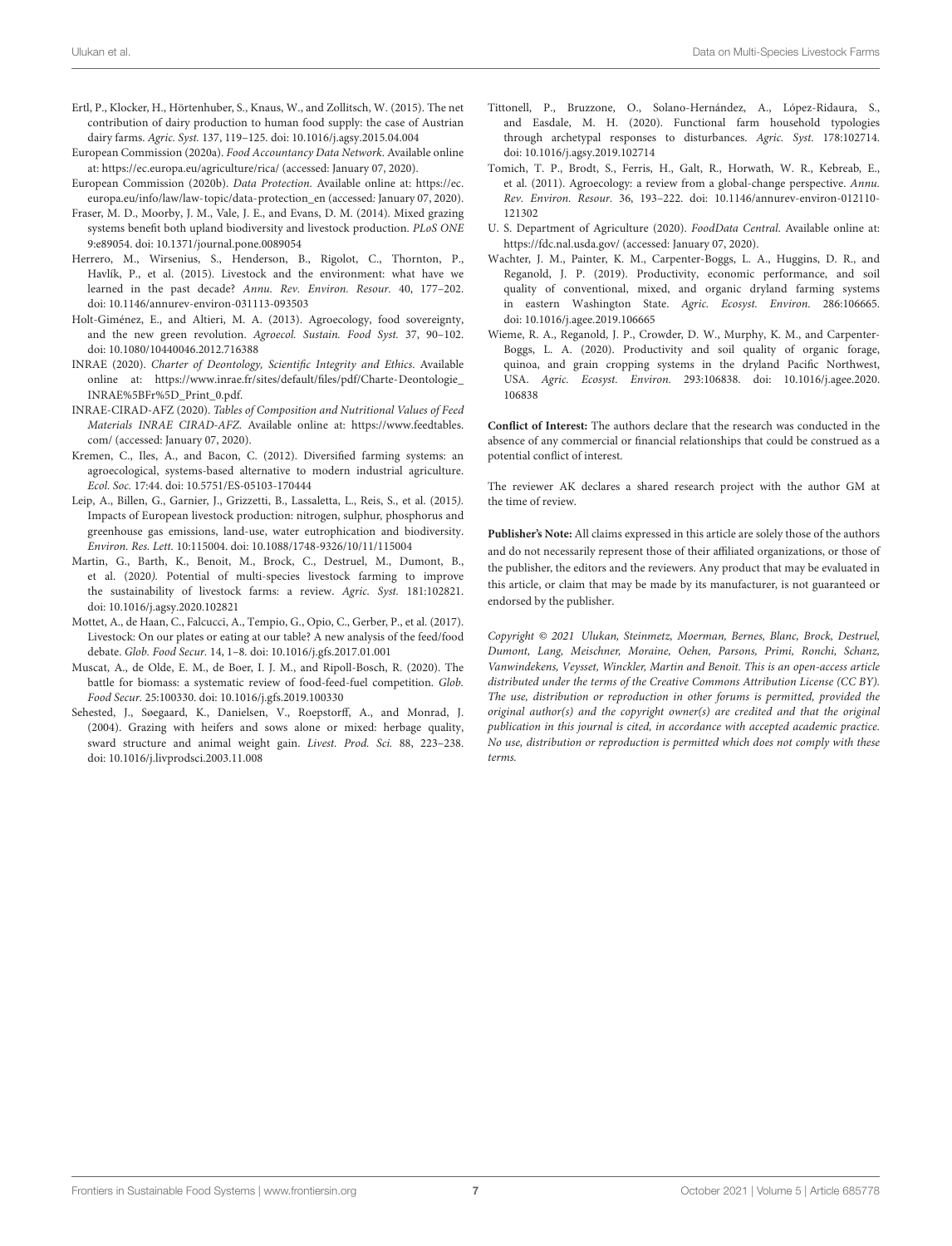Ertl, P., Klocker, H., Hörtenhuber, S., Knaus, W., and Zollitsch, W. (2015). The net contribution of dairy production to human food supply: the case of Austrian dairy farms. *Agric. Syst.* 137, 119–125. doi: 10.1016/j.agsy.2015.04.004

European Commission (2020a). *Food Accountancy Data Network*. Available online at: https://ec.europa.eu/agriculture/rica/ (accessed: January 07, 2020).

European Commission (2020b). *Data Protection*. Available online at: https://ec.europa.eu/info/law/law-topic/data-protection_en (accessed: January 07, 2020).

Fraser, M. D., Moorby, J. M., Vale, J. E., and Evans, D. M. (2014). Mixed grazing systems benefit both upland biodiversity and livestock production. *PLoS ONE* 9:e89054. doi: 10.1371/journal.pone.0089054

Herrero, M., Wirsenius, S., Henderson, B., Rigolot, C., Thornton, P., Havlík, P., et al. (2015). Livestock and the environment: what have we learned in the past decade? *Annu. Rev. Environ. Resour.* 40, 177–202. doi: 10.1146/annurev-environ-031113-093503

Holt-Giménez, E., and Altieri, M. A. (2013). Agroecology, food sovereignty, and the new green revolution. *Agroecol. Sustain. Food Syst.* 37, 90–102. doi: 10.1080/10440046.2012.716388

INRAE (2020). *Charter of Deontology, Scientific Integrity and Ethics*. Available online at: https://www.inrae.fr/sites/default/files/pdf/Charte-Deontologie_INRAE%5BFr%5D_Print_0.pdf.

INRAE-CIRAD-AFZ (2020). *Tables of Composition and Nutritional Values of Feed Materials INRAE CIRAD-AFZ*. Available online at: https://www.feedtables.com/ (accessed: January 07, 2020).

Kremen, C., Iles, A., and Bacon, C. (2012). Diversified farming systems: an agroecological, systems-based alternative to modern industrial agriculture. *Ecol. Soc.* 17:44. doi: 10.5751/ES-05103-170444

Leip, A., Billen, G., Garnier, J., Grizzetti, B., Lassaletta, L., Reis, S., et al. (2015). Impacts of European livestock production: nitrogen, sulphur, phosphorus and greenhouse gas emissions, land-use, water eutrophication and biodiversity. *Environ. Res. Lett.* 10:115004. doi: 10.1088/1748-9326/10/11/115004

Martin, G., Barth, K., Benoit, M., Brock, C., Destruel, M., Dumont, B., et al. (2020). Potential of multi-species livestock farming to improve the sustainability of livestock farms: a review. *Agric. Syst.* 181:102821. doi: 10.1016/j.agsy.2020.102821

Mottet, A., de Haan, C., Falcucci, A., Tempio, G., Opio, C., Gerber, P., et al. (2017). Livestock: On our plates or eating at our table? A new analysis of the feed/food debate. *Glob. Food Secur.* 14, 1–8. doi: 10.1016/j.gfs.2017.01.001

Muscat, A., de Olde, E. M., de Boer, I. J. M., and Ripoll-Bosch, R. (2020). The battle for biomass: a systematic review of food-feed-fuel competition. *Glob. Food Secur.* 25:100330. doi: 10.1016/j.gfs.2019.100330

Sehested, J., Søegaard, K., Danielsen, V., Roepstorff, A., and Monrad, J. (2004). Grazing with heifers and sows alone or mixed: herbage quality, sward structure and animal weight gain. *Livest. Prod. Sci.* 88, 223–238. doi: 10.1016/j.livprodsci.2003.11.008

Tittonell, P., Bruzzone, O., Solano-Hernández, A., López-Ridaura, S., and Easdale, M. H. (2020). Functional farm household typologies through archetypal responses to disturbances. *Agric. Syst.* 178:102714. doi: 10.1016/j.agsy.2019.102714

Tomich, T. P., Brodt, S., Ferris, H., Galt, R., Horwath, W. R., Kebreab, E., et al. (2011). Agroecology: a review from a global-change perspective. *Annu. Rev. Environ. Resour.* 36, 193–222. doi: 10.1146/annurev-environ-012110-121302

U. S. Department of Agriculture (2020). *FoodData Central*. Available online at: https://fdc.nal.usda.gov/ (accessed: January 07, 2020).

Wachter, J. M., Painter, K. M., Carpenter-Boggs, L. A., Huggins, D. R., and Reganold, J. P. (2019). Productivity, economic performance, and soil quality of conventional, mixed, and organic dryland farming systems in eastern Washington State. *Agric. Ecosyst. Environ.* 286:106665. doi: 10.1016/j.agee.2019.106665

Wieme, R. A., Reganold, J. P., Crowder, D. W., Murphy, K. M., and Carpenter-Boggs, L. A. (2020). Productivity and soil quality of organic forage, quinoa, and grain cropping systems in the dryland Pacific Northwest, USA. *Agric. Ecosyst. Environ.* 293:106838. doi: 10.1016/j.agee.2020.106838

**Conflict of Interest:** The authors declare that the research was conducted in the absence of any commercial or financial relationships that could be construed as a potential conflict of interest.

The reviewer AK declares a shared research project with the author GM at the time of review.

**Publisher's Note:** All claims expressed in this article are solely those of the authors and do not necessarily represent those of their affiliated organizations, or those of the publisher, the editors and the reviewers. Any product that may be evaluated in this article, or claim that may be made by its manufacturer, is not guaranteed or endorsed by the publisher.

*Copyright © 2021 Ulukan, Steinmetz, Moerman, Bernes, Blanc, Brock, Destruel, Dumont, Lang, Meischner, Moraine, Oehen, Parsons, Primi, Ronchi, Schanz, Vanwindekens, Veysset, Winckler, Martin and Benoit. This is an open-access article distributed under the terms of the Creative Commons Attribution License (CC BY). The use, distribution or reproduction in other forums is permitted, provided the original author(s) and the copyright owner(s) are credited and that the original publication in this journal is cited, in accordance with accepted academic practice. No use, distribution or reproduction is permitted which does not comply with these terms.*